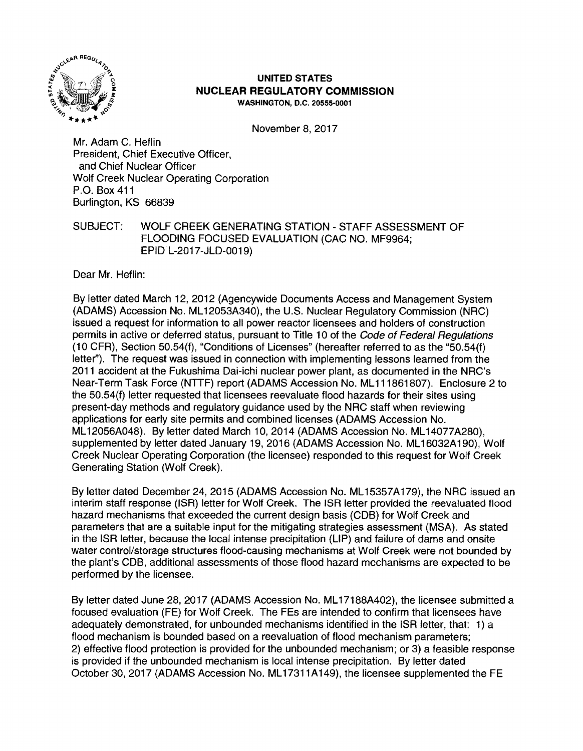# UNITED STATES
## NUCLEAR REGULATORY COMMISSION
WASHINGTON, D.C. 20555-0001

November 8, 2017

Mr. Adam C. Heflin
President, Chief Executive Officer,
and Chief Nuclear Officer
Wolf Creek Nuclear Operating Corporation
P.O. Box 411
Burlington, KS 66839

SUBJECT: WOLF CREEK GENERATING STATION - STAFF ASSESSMENT OF FLOODING FOCUSED EVALUATION (CAC NO. MF9964; EPID L-2017-JLD-0019)

Dear Mr. Heflin:

By letter dated March 12, 2012 (Agencywide Documents Access and Management System (ADAMS) Accession No. ML12053A340), the U.S. Nuclear Regulatory Commission (NRC) issued a request for information to all power reactor licensees and holders of construction permits in active or deferred status, pursuant to Title 10 of the *Code of Federal Regulations* (10 CFR), Section 50.54(f), "Conditions of Licenses" (hereafter referred to as the "50.54(f) letter"). The request was issued in connection with implementing lessons learned from the 2011 accident at the Fukushima Dai-ichi nuclear power plant, as documented in the NRC's Near-Term Task Force (NTTF) report (ADAMS Accession No. ML111861807). Enclosure 2 to the 50.54(f) letter requested that licensees reevaluate flood hazards for their sites using present-day methods and regulatory guidance used by the NRC staff when reviewing applications for early site permits and combined licenses (ADAMS Accession No. ML12056A048). By letter dated March 10, 2014 (ADAMS Accession No. ML14077A280), supplemented by letter dated January 19, 2016 (ADAMS Accession No. ML16032A190), Wolf Creek Nuclear Operating Corporation (the licensee) responded to this request for Wolf Creek Generating Station (Wolf Creek).

By letter dated December 24, 2015 (ADAMS Accession No. ML15357A179), the NRC issued an interim staff response (ISR) letter for Wolf Creek. The ISR letter provided the reevaluated flood hazard mechanisms that exceeded the current design basis (CDB) for Wolf Creek and parameters that are a suitable input for the mitigating strategies assessment (MSA). As stated in the ISR letter, because the local intense precipitation (LIP) and failure of dams and onsite water control/storage structures flood-causing mechanisms at Wolf Creek were not bounded by the plant's CDB, additional assessments of those flood hazard mechanisms are expected to be performed by the licensee.

By letter dated June 28, 2017 (ADAMS Accession No. ML17188A402), the licensee submitted a focused evaluation (FE) for Wolf Creek. The FEs are intended to confirm that licensees have adequately demonstrated, for unbounded mechanisms identified in the ISR letter, that: 1) a flood mechanism is bounded based on a reevaluation of flood mechanism parameters; 2) effective flood protection is provided for the unbounded mechanism; or 3) a feasible response is provided if the unbounded mechanism is local intense precipitation. By letter dated October 30, 2017 (ADAMS Accession No. ML17311A149), the licensee supplemented the FE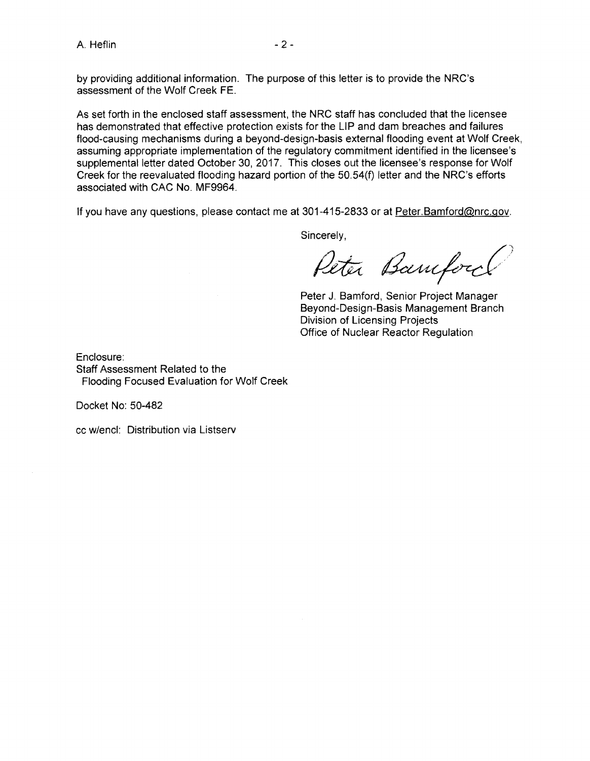by providing additional information. The purpose of this letter is to provide the NRC's assessment of the Wolf Creek FE.

As set forth in the enclosed staff assessment, the NRC staff has concluded that the licensee has demonstrated that effective protection exists for the LIP and dam breaches and failures flood-causing mechanisms during a beyond-design-basis external flooding event at Wolf Creek, assuming appropriate implementation of the regulatory commitment identified in the licensee's supplemental letter dated October 30, 2017. This closes out the licensee's response for Wolf Creek for the reevaluated flooding hazard portion of the 50.54(f) letter and the NRC's efforts associated with CAC No. MF9964.

If you have any questions, please contact me at 301-415-2833 or at Peter.Bamford@nrc.gov.

Sincerely,

Peter Bamford

Peter J. Bamford, Senior Project Manager
Beyond-Design-Basis Management Branch
Division of Licensing Projects
Office of Nuclear Reactor Regulation

Enclosure:
Staff Assessment Related to the
Flooding Focused Evaluation for Wolf Creek

Docket No: 50-482

cc w/encl: Distribution via Listserv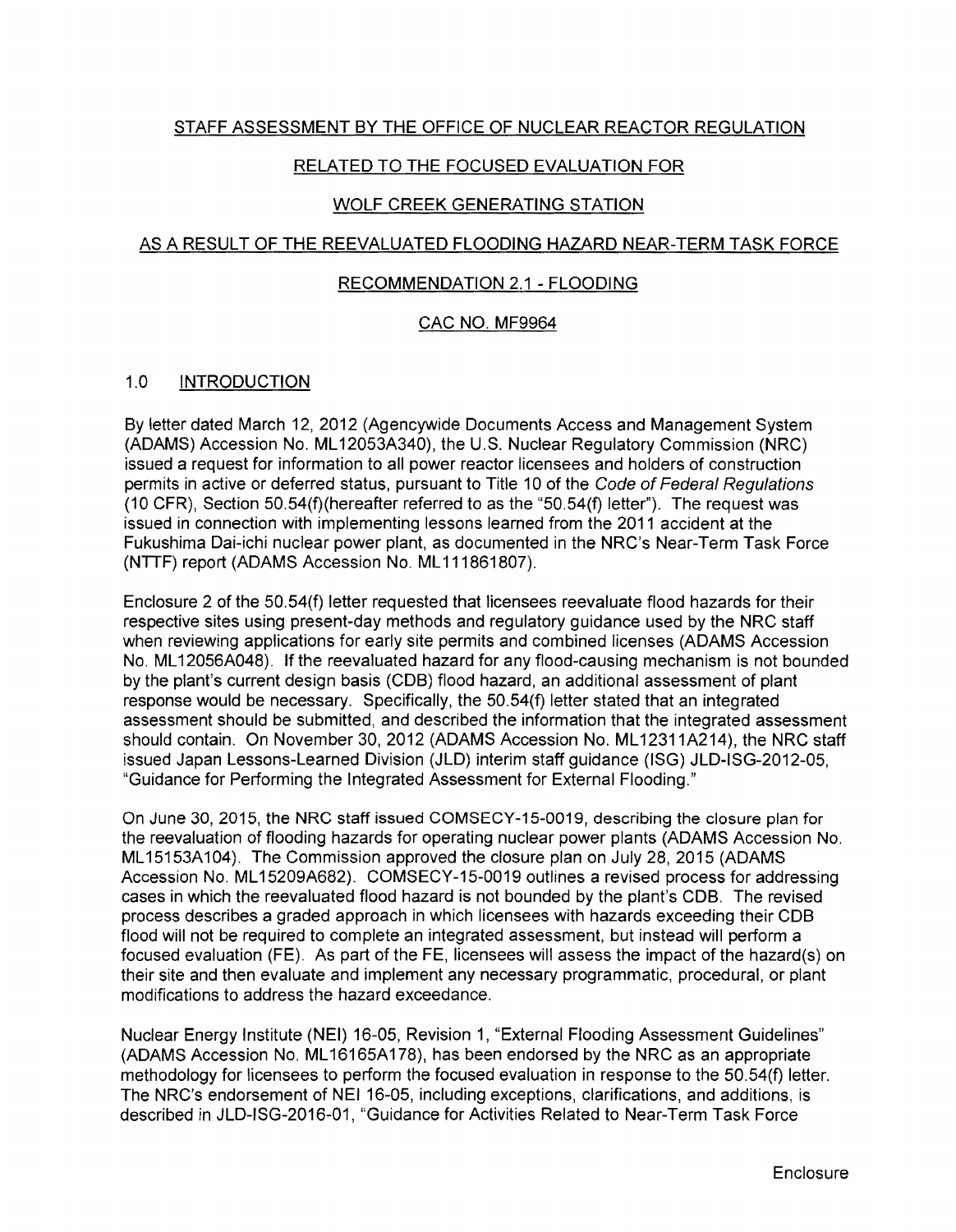STAFF ASSESSMENT BY THE OFFICE OF NUCLEAR REACTOR REGULATION

RELATED TO THE FOCUSED EVALUATION FOR

WOLF CREEK GENERATING STATION

AS A RESULT OF THE REEVALUATED FLOODING HAZARD NEAR-TERM TASK FORCE

RECOMMENDATION 2.1 - FLOODING

CAC NO. MF9964

## 1.0 INTRODUCTION

By letter dated March 12, 2012 (Agencywide Documents Access and Management System (ADAMS) Accession No. ML12053A340), the U.S. Nuclear Regulatory Commission (NRC) issued a request for information to all power reactor licensees and holders of construction permits in active or deferred status, pursuant to Title 10 of the *Code of Federal Regulations* (10 CFR), Section 50.54(f)(hereafter referred to as the "50.54(f) letter"). The request was issued in connection with implementing lessons learned from the 2011 accident at the Fukushima Dai-ichi nuclear power plant, as documented in the NRC's Near-Term Task Force (NTTF) report (ADAMS Accession No. ML111861807).

Enclosure 2 of the 50.54(f) letter requested that licensees reevaluate flood hazards for their respective sites using present-day methods and regulatory guidance used by the NRC staff when reviewing applications for early site permits and combined licenses (ADAMS Accession No. ML12056A048). If the reevaluated hazard for any flood-causing mechanism is not bounded by the plant's current design basis (CDB) flood hazard, an additional assessment of plant response would be necessary. Specifically, the 50.54(f) letter stated that an integrated assessment should be submitted, and described the information that the integrated assessment should contain. On November 30, 2012 (ADAMS Accession No. ML12311A214), the NRC staff issued Japan Lessons-Learned Division (JLD) interim staff guidance (ISG) JLD-ISG-2012-05, "Guidance for Performing the Integrated Assessment for External Flooding."

On June 30, 2015, the NRC staff issued COMSECY-15-0019, describing the closure plan for the reevaluation of flooding hazards for operating nuclear power plants (ADAMS Accession No. ML15153A104). The Commission approved the closure plan on July 28, 2015 (ADAMS Accession No. ML15209A682). COMSECY-15-0019 outlines a revised process for addressing cases in which the reevaluated flood hazard is not bounded by the plant's CDB. The revised process describes a graded approach in which licensees with hazards exceeding their CDB flood will not be required to complete an integrated assessment, but instead will perform a focused evaluation (FE). As part of the FE, licensees will assess the impact of the hazard(s) on their site and then evaluate and implement any necessary programmatic, procedural, or plant modifications to address the hazard exceedance.

Nuclear Energy Institute (NEI) 16-05, Revision 1, "External Flooding Assessment Guidelines" (ADAMS Accession No. ML16165A178), has been endorsed by the NRC as an appropriate methodology for licensees to perform the focused evaluation in response to the 50.54(f) letter. The NRC's endorsement of NEI 16-05, including exceptions, clarifications, and additions, is described in JLD-ISG-2016-01, "Guidance for Activities Related to Near-Term Task Force

Enclosure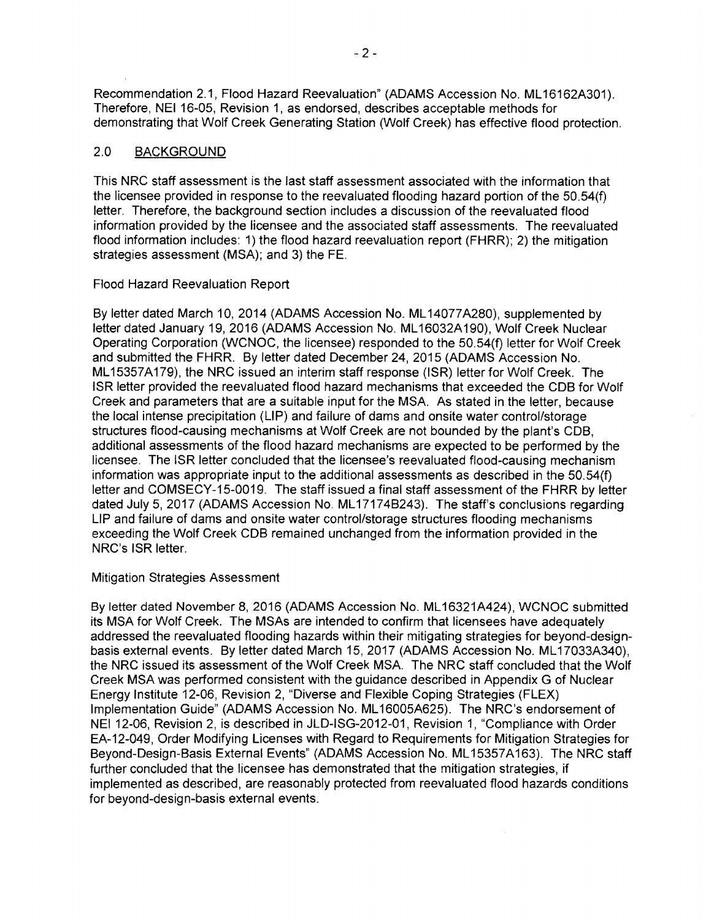Recommendation 2.1, Flood Hazard Reevaluation" (ADAMS Accession No. ML16162A301). Therefore, NEI 16-05, Revision 1, as endorsed, describes acceptable methods for demonstrating that Wolf Creek Generating Station (Wolf Creek) has effective flood protection.

## 2.0 BACKGROUND

This NRC staff assessment is the last staff assessment associated with the information that the licensee provided in response to the reevaluated flooding hazard portion of the 50.54(f) letter. Therefore, the background section includes a discussion of the reevaluated flood information provided by the licensee and the associated staff assessments. The reevaluated flood information includes: 1) the flood hazard reevaluation report (FHRR); 2) the mitigation strategies assessment (MSA); and 3) the FE.

### Flood Hazard Reevaluation Report

By letter dated March 10, 2014 (ADAMS Accession No. ML14077A280), supplemented by letter dated January 19, 2016 (ADAMS Accession No. ML16032A190), Wolf Creek Nuclear Operating Corporation (WCNOC, the licensee) responded to the 50.54(f) letter for Wolf Creek and submitted the FHRR. By letter dated December 24, 2015 (ADAMS Accession No. ML15357A179), the NRC issued an interim staff response (ISR) letter for Wolf Creek. The ISR letter provided the reevaluated flood hazard mechanisms that exceeded the CDB for Wolf Creek and parameters that are a suitable input for the MSA. As stated in the letter, because the local intense precipitation (LIP) and failure of dams and onsite water control/storage structures flood-causing mechanisms at Wolf Creek are not bounded by the plant's CDB, additional assessments of the flood hazard mechanisms are expected to be performed by the licensee. The ISR letter concluded that the licensee's reevaluated flood-causing mechanism information was appropriate input to the additional assessments as described in the 50.54(f) letter and COMSECY-15-0019. The staff issued a final staff assessment of the FHRR by letter dated July 5, 2017 (ADAMS Accession No. ML17174B243). The staff's conclusions regarding LIP and failure of dams and onsite water control/storage structures flooding mechanisms exceeding the Wolf Creek CDB remained unchanged from the information provided in the NRC's ISR letter.

### Mitigation Strategies Assessment

By letter dated November 8, 2016 (ADAMS Accession No. ML16321A424), WCNOC submitted its MSA for Wolf Creek. The MSAs are intended to confirm that licensees have adequately addressed the reevaluated flooding hazards within their mitigating strategies for beyond-design-basis external events. By letter dated March 15, 2017 (ADAMS Accession No. ML17033A340), the NRC issued its assessment of the Wolf Creek MSA. The NRC staff concluded that the Wolf Creek MSA was performed consistent with the guidance described in Appendix G of Nuclear Energy Institute 12-06, Revision 2, "Diverse and Flexible Coping Strategies (FLEX) Implementation Guide" (ADAMS Accession No. ML16005A625). The NRC's endorsement of NEI 12-06, Revision 2, is described in JLD-ISG-2012-01, Revision 1, "Compliance with Order EA-12-049, Order Modifying Licenses with Regard to Requirements for Mitigation Strategies for Beyond-Design-Basis External Events" (ADAMS Accession No. ML15357A163). The NRC staff further concluded that the licensee has demonstrated that the mitigation strategies, if implemented as described, are reasonably protected from reevaluated flood hazards conditions for beyond-design-basis external events.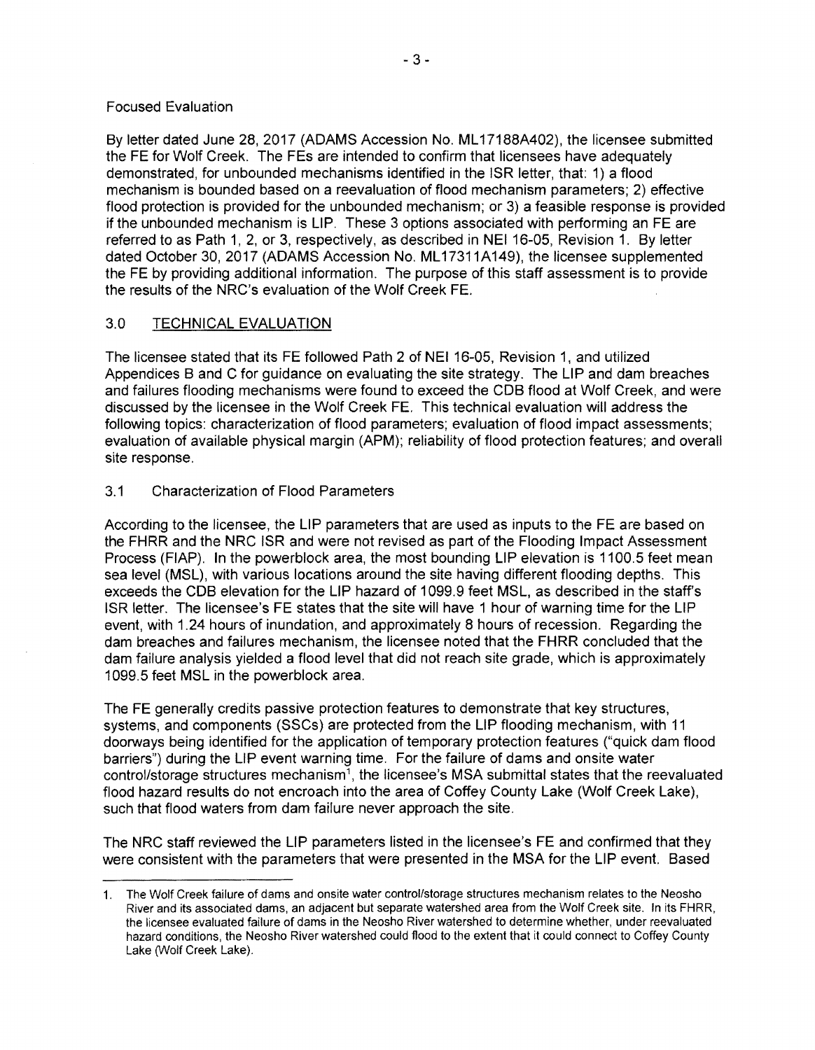Focused Evaluation

By letter dated June 28, 2017 (ADAMS Accession No. ML17188A402), the licensee submitted the FE for Wolf Creek. The FEs are intended to confirm that licensees have adequately demonstrated, for unbounded mechanisms identified in the ISR letter, that: 1) a flood mechanism is bounded based on a reevaluation of flood mechanism parameters; 2) effective flood protection is provided for the unbounded mechanism; or 3) a feasible response is provided if the unbounded mechanism is LIP. These 3 options associated with performing an FE are referred to as Path 1, 2, or 3, respectively, as described in NEI 16-05, Revision 1. By letter dated October 30, 2017 (ADAMS Accession No. ML17311A149), the licensee supplemented the FE by providing additional information. The purpose of this staff assessment is to provide the results of the NRC's evaluation of the Wolf Creek FE.

## 3.0 TECHNICAL EVALUATION

The licensee stated that its FE followed Path 2 of NEI 16-05, Revision 1, and utilized Appendices B and C for guidance on evaluating the site strategy. The LIP and dam breaches and failures flooding mechanisms were found to exceed the CDB flood at Wolf Creek, and were discussed by the licensee in the Wolf Creek FE. This technical evaluation will address the following topics: characterization of flood parameters; evaluation of flood impact assessments; evaluation of available physical margin (APM); reliability of flood protection features; and overall site response.

### 3.1 Characterization of Flood Parameters

According to the licensee, the LIP parameters that are used as inputs to the FE are based on the FHRR and the NRC ISR and were not revised as part of the Flooding Impact Assessment Process (FIAP). In the powerblock area, the most bounding LIP elevation is 1100.5 feet mean sea level (MSL), with various locations around the site having different flooding depths. This exceeds the CDB elevation for the LIP hazard of 1099.9 feet MSL, as described in the staff's ISR letter. The licensee's FE states that the site will have 1 hour of warning time for the LIP event, with 1.24 hours of inundation, and approximately 8 hours of recession. Regarding the dam breaches and failures mechanism, the licensee noted that the FHRR concluded that the dam failure analysis yielded a flood level that did not reach site grade, which is approximately 1099.5 feet MSL in the powerblock area.

The FE generally credits passive protection features to demonstrate that key structures, systems, and components (SSCs) are protected from the LIP flooding mechanism, with 11 doorways being identified for the application of temporary protection features ("quick dam flood barriers") during the LIP event warning time. For the failure of dams and onsite water control/storage structures mechanism[1], the licensee's MSA submittal states that the reevaluated flood hazard results do not encroach into the area of Coffey County Lake (Wolf Creek Lake), such that flood waters from dam failure never approach the site.

The NRC staff reviewed the LIP parameters listed in the licensee's FE and confirmed that they were consistent with the parameters that were presented in the MSA for the LIP event. Based

1. The Wolf Creek failure of dams and onsite water control/storage structures mechanism relates to the Neosho River and its associated dams, an adjacent but separate watershed area from the Wolf Creek site. In its FHRR, the licensee evaluated failure of dams in the Neosho River watershed to determine whether, under reevaluated hazard conditions, the Neosho River watershed could flood to the extent that it could connect to Coffey County Lake (Wolf Creek Lake).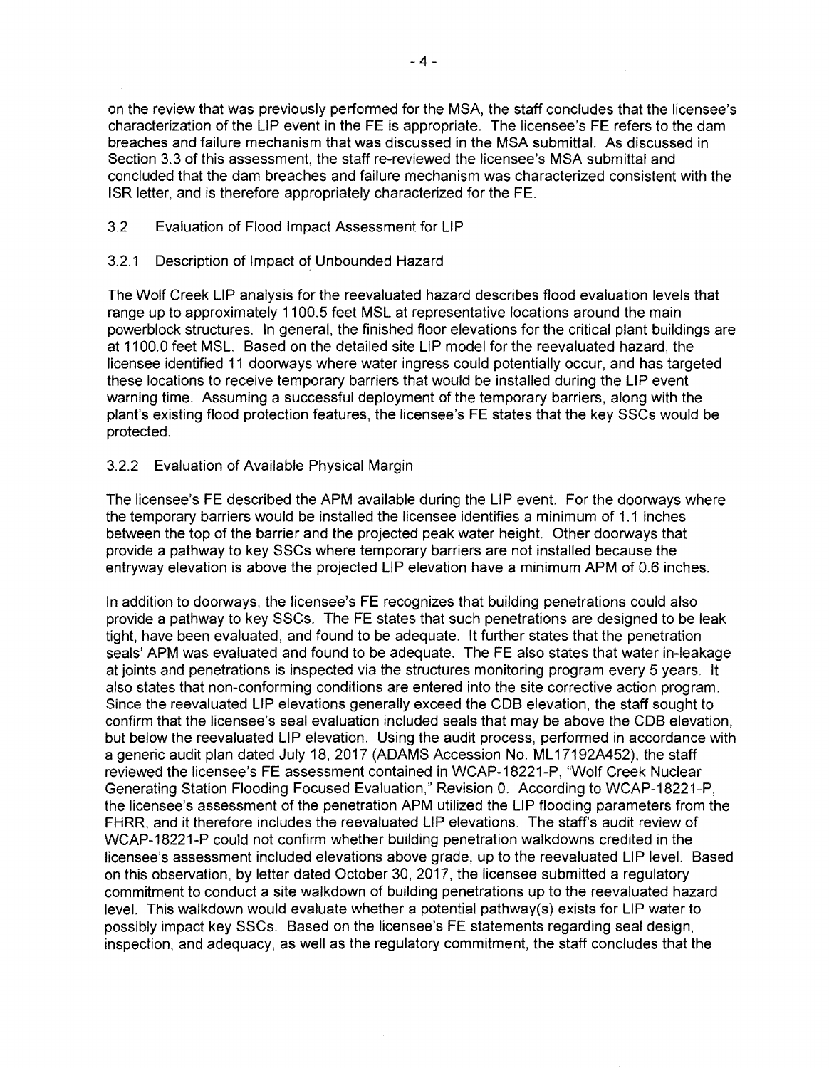on the review that was previously performed for the MSA, the staff concludes that the licensee's characterization of the LIP event in the FE is appropriate. The licensee's FE refers to the dam breaches and failure mechanism that was discussed in the MSA submittal. As discussed in Section 3.3 of this assessment, the staff re-reviewed the licensee's MSA submittal and concluded that the dam breaches and failure mechanism was characterized consistent with the ISR letter, and is therefore appropriately characterized for the FE.

### 3.2 Evaluation of Flood Impact Assessment for LIP

#### 3.2.1 Description of Impact of Unbounded Hazard

The Wolf Creek LIP analysis for the reevaluated hazard describes flood evaluation levels that range up to approximately 1100.5 feet MSL at representative locations around the main powerblock structures. In general, the finished floor elevations for the critical plant buildings are at 1100.0 feet MSL. Based on the detailed site LIP model for the reevaluated hazard, the licensee identified 11 doorways where water ingress could potentially occur, and has targeted these locations to receive temporary barriers that would be installed during the LIP event warning time. Assuming a successful deployment of the temporary barriers, along with the plant's existing flood protection features, the licensee's FE states that the key SSCs would be protected.

#### 3.2.2 Evaluation of Available Physical Margin

The licensee's FE described the APM available during the LIP event. For the doorways where the temporary barriers would be installed the licensee identifies a minimum of 1.1 inches between the top of the barrier and the projected peak water height. Other doorways that provide a pathway to key SSCs where temporary barriers are not installed because the entryway elevation is above the projected LIP elevation have a minimum APM of 0.6 inches.

In addition to doorways, the licensee's FE recognizes that building penetrations could also provide a pathway to key SSCs. The FE states that such penetrations are designed to be leak tight, have been evaluated, and found to be adequate. It further states that the penetration seals' APM was evaluated and found to be adequate. The FE also states that water in-leakage at joints and penetrations is inspected via the structures monitoring program every 5 years. It also states that non-conforming conditions are entered into the site corrective action program. Since the reevaluated LIP elevations generally exceed the CDB elevation, the staff sought to confirm that the licensee's seal evaluation included seals that may be above the CDB elevation, but below the reevaluated LIP elevation. Using the audit process, performed in accordance with a generic audit plan dated July 18, 2017 (ADAMS Accession No. ML17192A452), the staff reviewed the licensee's FE assessment contained in WCAP-18221-P, "Wolf Creek Nuclear Generating Station Flooding Focused Evaluation," Revision 0. According to WCAP-18221-P, the licensee's assessment of the penetration APM utilized the LIP flooding parameters from the FHRR, and it therefore includes the reevaluated LIP elevations. The staff's audit review of WCAP-18221-P could not confirm whether building penetration walkdowns credited in the licensee's assessment included elevations above grade, up to the reevaluated LIP level. Based on this observation, by letter dated October 30, 2017, the licensee submitted a regulatory commitment to conduct a site walkdown of building penetrations up to the reevaluated hazard level. This walkdown would evaluate whether a potential pathway(s) exists for LIP water to possibly impact key SSCs. Based on the licensee's FE statements regarding seal design, inspection, and adequacy, as well as the regulatory commitment, the staff concludes that the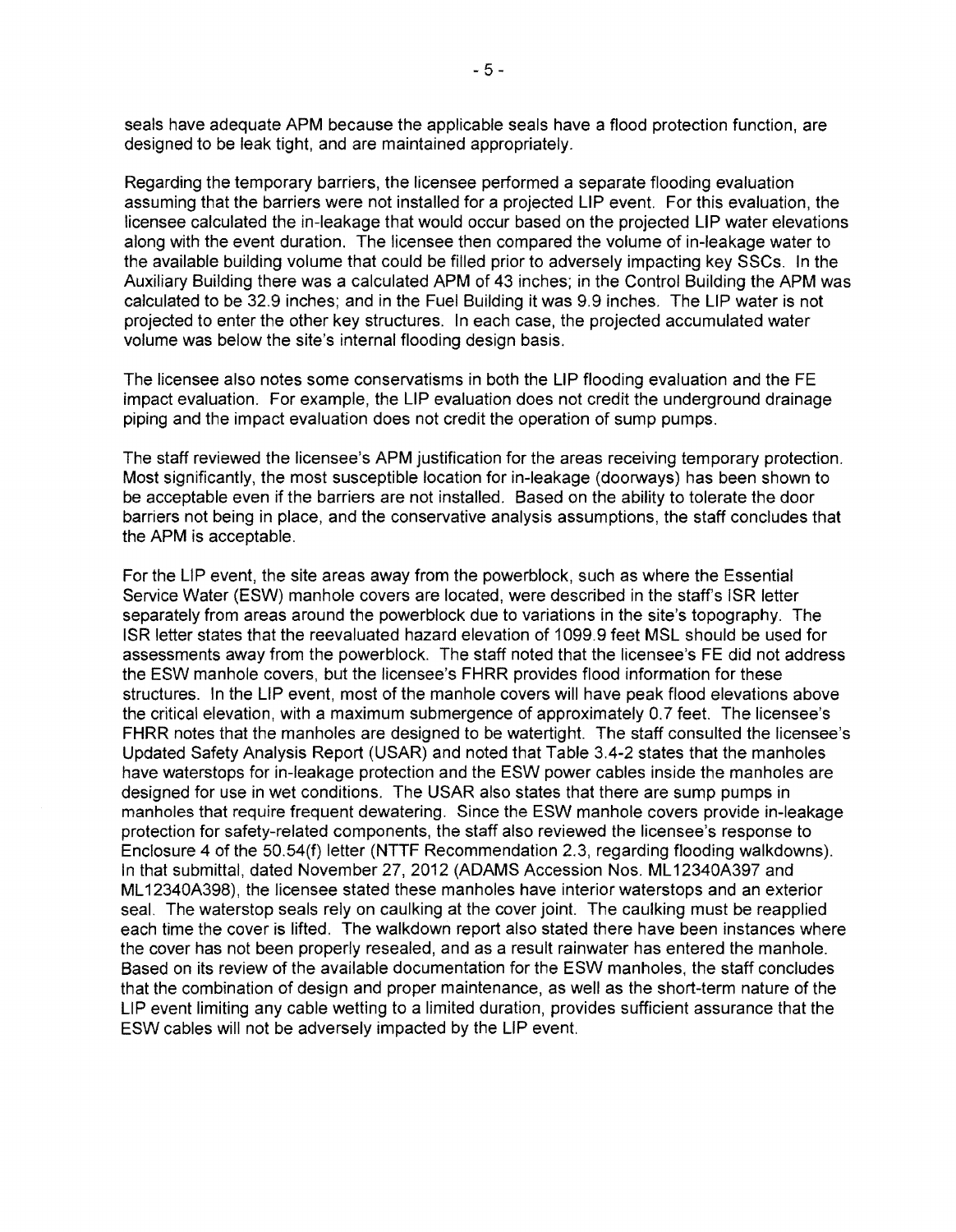seals have adequate APM because the applicable seals have a flood protection function, are designed to be leak tight, and are maintained appropriately.

Regarding the temporary barriers, the licensee performed a separate flooding evaluation assuming that the barriers were not installed for a projected LIP event. For this evaluation, the licensee calculated the in-leakage that would occur based on the projected LIP water elevations along with the event duration. The licensee then compared the volume of in-leakage water to the available building volume that could be filled prior to adversely impacting key SSCs. In the Auxiliary Building there was a calculated APM of 43 inches; in the Control Building the APM was calculated to be 32.9 inches; and in the Fuel Building it was 9.9 inches. The LIP water is not projected to enter the other key structures. In each case, the projected accumulated water volume was below the site's internal flooding design basis.

The licensee also notes some conservatisms in both the LIP flooding evaluation and the FE impact evaluation. For example, the LIP evaluation does not credit the underground drainage piping and the impact evaluation does not credit the operation of sump pumps.

The staff reviewed the licensee's APM justification for the areas receiving temporary protection. Most significantly, the most susceptible location for in-leakage (doorways) has been shown to be acceptable even if the barriers are not installed. Based on the ability to tolerate the door barriers not being in place, and the conservative analysis assumptions, the staff concludes that the APM is acceptable.

For the LIP event, the site areas away from the powerblock, such as where the Essential Service Water (ESW) manhole covers are located, were described in the staff's ISR letter separately from areas around the powerblock due to variations in the site's topography. The ISR letter states that the reevaluated hazard elevation of 1099.9 feet MSL should be used for assessments away from the powerblock. The staff noted that the licensee's FE did not address the ESW manhole covers, but the licensee's FHRR provides flood information for these structures. In the LIP event, most of the manhole covers will have peak flood elevations above the critical elevation, with a maximum submergence of approximately 0.7 feet. The licensee's FHRR notes that the manholes are designed to be watertight. The staff consulted the licensee's Updated Safety Analysis Report (USAR) and noted that Table 3.4-2 states that the manholes have waterstops for in-leakage protection and the ESW power cables inside the manholes are designed for use in wet conditions. The USAR also states that there are sump pumps in manholes that require frequent dewatering. Since the ESW manhole covers provide in-leakage protection for safety-related components, the staff also reviewed the licensee's response to Enclosure 4 of the 50.54(f) letter (NTTF Recommendation 2.3, regarding flooding walkdowns). In that submittal, dated November 27, 2012 (ADAMS Accession Nos. ML12340A397 and ML12340A398), the licensee stated these manholes have interior waterstops and an exterior seal. The waterstop seals rely on caulking at the cover joint. The caulking must be reapplied each time the cover is lifted. The walkdown report also stated there have been instances where the cover has not been properly resealed, and as a result rainwater has entered the manhole. Based on its review of the available documentation for the ESW manholes, the staff concludes that the combination of design and proper maintenance, as well as the short-term nature of the LIP event limiting any cable wetting to a limited duration, provides sufficient assurance that the ESW cables will not be adversely impacted by the LIP event.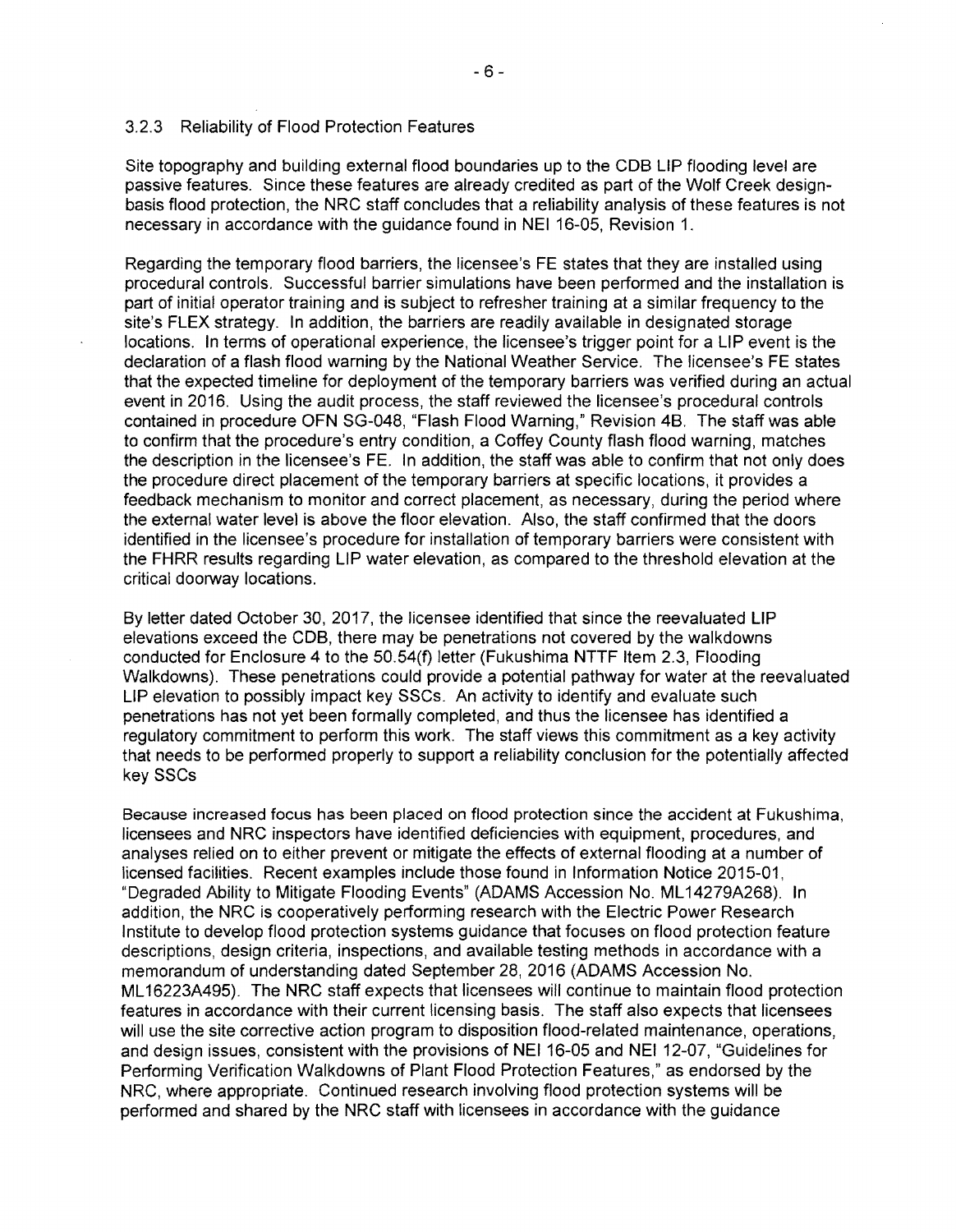### 3.2.3 Reliability of Flood Protection Features

Site topography and building external flood boundaries up to the CDB LIP flooding level are passive features. Since these features are already credited as part of the Wolf Creek design-basis flood protection, the NRC staff concludes that a reliability analysis of these features is not necessary in accordance with the guidance found in NEI 16-05, Revision 1.

Regarding the temporary flood barriers, the licensee's FE states that they are installed using procedural controls. Successful barrier simulations have been performed and the installation is part of initial operator training and is subject to refresher training at a similar frequency to the site's FLEX strategy. In addition, the barriers are readily available in designated storage locations. In terms of operational experience, the licensee's trigger point for a LIP event is the declaration of a flash flood warning by the National Weather Service. The licensee's FE states that the expected timeline for deployment of the temporary barriers was verified during an actual event in 2016. Using the audit process, the staff reviewed the licensee's procedural controls contained in procedure OFN SG-048, "Flash Flood Warning," Revision 4B. The staff was able to confirm that the procedure's entry condition, a Coffey County flash flood warning, matches the description in the licensee's FE. In addition, the staff was able to confirm that not only does the procedure direct placement of the temporary barriers at specific locations, it provides a feedback mechanism to monitor and correct placement, as necessary, during the period where the external water level is above the floor elevation. Also, the staff confirmed that the doors identified in the licensee's procedure for installation of temporary barriers were consistent with the FHRR results regarding LIP water elevation, as compared to the threshold elevation at the critical doorway locations.

By letter dated October 30, 2017, the licensee identified that since the reevaluated LIP elevations exceed the CDB, there may be penetrations not covered by the walkdowns conducted for Enclosure 4 to the 50.54(f) letter (Fukushima NTTF Item 2.3, Flooding Walkdowns). These penetrations could provide a potential pathway for water at the reevaluated LIP elevation to possibly impact key SSCs. An activity to identify and evaluate such penetrations has not yet been formally completed, and thus the licensee has identified a regulatory commitment to perform this work. The staff views this commitment as a key activity that needs to be performed properly to support a reliability conclusion for the potentially affected key SSCs

Because increased focus has been placed on flood protection since the accident at Fukushima, licensees and NRC inspectors have identified deficiencies with equipment, procedures, and analyses relied on to either prevent or mitigate the effects of external flooding at a number of licensed facilities. Recent examples include those found in Information Notice 2015-01, "Degraded Ability to Mitigate Flooding Events" (ADAMS Accession No. ML14279A268). In addition, the NRC is cooperatively performing research with the Electric Power Research Institute to develop flood protection systems guidance that focuses on flood protection feature descriptions, design criteria, inspections, and available testing methods in accordance with a memorandum of understanding dated September 28, 2016 (ADAMS Accession No. ML16223A495). The NRC staff expects that licensees will continue to maintain flood protection features in accordance with their current licensing basis. The staff also expects that licensees will use the site corrective action program to disposition flood-related maintenance, operations, and design issues, consistent with the provisions of NEI 16-05 and NEI 12-07, "Guidelines for Performing Verification Walkdowns of Plant Flood Protection Features," as endorsed by the NRC, where appropriate. Continued research involving flood protection systems will be performed and shared by the NRC staff with licensees in accordance with the guidance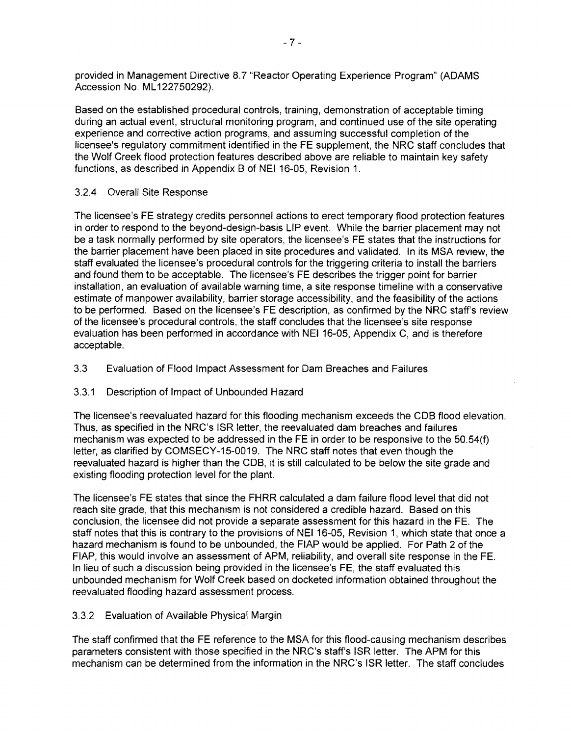provided in Management Directive 8.7 "Reactor Operating Experience Program" (ADAMS Accession No. ML122750292).

Based on the established procedural controls, training, demonstration of acceptable timing during an actual event, structural monitoring program, and continued use of the site operating experience and corrective action programs, and assuming successful completion of the licensee's regulatory commitment identified in the FE supplement, the NRC staff concludes that the Wolf Creek flood protection features described above are reliable to maintain key safety functions, as described in Appendix B of NEI 16-05, Revision 1.

### 3.2.4 Overall Site Response

The licensee's FE strategy credits personnel actions to erect temporary flood protection features in order to respond to the beyond-design-basis LIP event. While the barrier placement may not be a task normally performed by site operators, the licensee's FE states that the instructions for the barrier placement have been placed in site procedures and validated. In its MSA review, the staff evaluated the licensee's procedural controls for the triggering criteria to install the barriers and found them to be acceptable. The licensee's FE describes the trigger point for barrier installation, an evaluation of available warning time, a site response timeline with a conservative estimate of manpower availability, barrier storage accessibility, and the feasibility of the actions to be performed. Based on the licensee's FE description, as confirmed by the NRC staff's review of the licensee's procedural controls, the staff concludes that the licensee's site response evaluation has been performed in accordance with NEI 16-05, Appendix C, and is therefore acceptable.

## 3.3 Evaluation of Flood Impact Assessment for Dam Breaches and Failures

### 3.3.1 Description of Impact of Unbounded Hazard

The licensee's reevaluated hazard for this flooding mechanism exceeds the CDB flood elevation. Thus, as specified in the NRC's ISR letter, the reevaluated dam breaches and failures mechanism was expected to be addressed in the FE in order to be responsive to the 50.54(f) letter, as clarified by COMSECY-15-0019. The NRC staff notes that even though the reevaluated hazard is higher than the CDB, it is still calculated to be below the site grade and existing flooding protection level for the plant.

The licensee's FE states that since the FHRR calculated a dam failure flood level that did not reach site grade, that this mechanism is not considered a credible hazard. Based on this conclusion, the licensee did not provide a separate assessment for this hazard in the FE. The staff notes that this is contrary to the provisions of NEI 16-05, Revision 1, which state that once a hazard mechanism is found to be unbounded, the FIAP would be applied. For Path 2 of the FIAP, this would involve an assessment of APM, reliability, and overall site response in the FE. In lieu of such a discussion being provided in the licensee's FE, the staff evaluated this unbounded mechanism for Wolf Creek based on docketed information obtained throughout the reevaluated flooding hazard assessment process.

### 3.3.2 Evaluation of Available Physical Margin

The staff confirmed that the FE reference to the MSA for this flood-causing mechanism describes parameters consistent with those specified in the NRC's staff's ISR letter. The APM for this mechanism can be determined from the information in the NRC's ISR letter. The staff concludes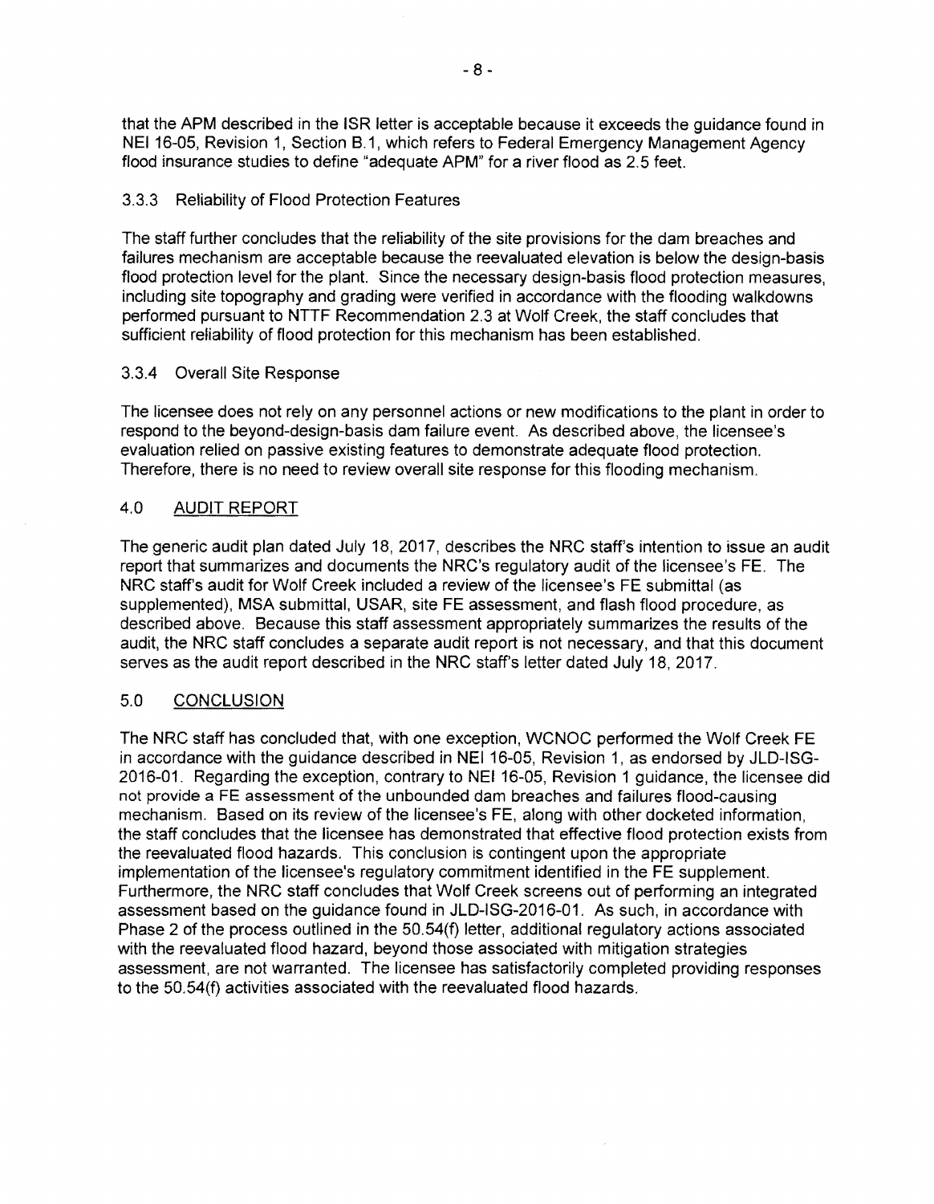that the APM described in the ISR letter is acceptable because it exceeds the guidance found in NEI 16-05, Revision 1, Section B.1, which refers to Federal Emergency Management Agency flood insurance studies to define "adequate APM" for a river flood as 2.5 feet.

### 3.3.3 Reliability of Flood Protection Features

The staff further concludes that the reliability of the site provisions for the dam breaches and failures mechanism are acceptable because the reevaluated elevation is below the design-basis flood protection level for the plant. Since the necessary design-basis flood protection measures, including site topography and grading were verified in accordance with the flooding walkdowns performed pursuant to NTTF Recommendation 2.3 at Wolf Creek, the staff concludes that sufficient reliability of flood protection for this mechanism has been established.

### 3.3.4 Overall Site Response

The licensee does not rely on any personnel actions or new modifications to the plant in order to respond to the beyond-design-basis dam failure event. As described above, the licensee's evaluation relied on passive existing features to demonstrate adequate flood protection. Therefore, there is no need to review overall site response for this flooding mechanism.

## 4.0 AUDIT REPORT

The generic audit plan dated July 18, 2017, describes the NRC staff's intention to issue an audit report that summarizes and documents the NRC's regulatory audit of the licensee's FE. The NRC staff's audit for Wolf Creek included a review of the licensee's FE submittal (as supplemented), MSA submittal, USAR, site FE assessment, and flash flood procedure, as described above. Because this staff assessment appropriately summarizes the results of the audit, the NRC staff concludes a separate audit report is not necessary, and that this document serves as the audit report described in the NRC staff's letter dated July 18, 2017.

## 5.0 CONCLUSION

The NRC staff has concluded that, with one exception, WCNOC performed the Wolf Creek FE in accordance with the guidance described in NEI 16-05, Revision 1, as endorsed by JLD-ISG-2016-01. Regarding the exception, contrary to NEI 16-05, Revision 1 guidance, the licensee did not provide a FE assessment of the unbounded dam breaches and failures flood-causing mechanism. Based on its review of the licensee's FE, along with other docketed information, the staff concludes that the licensee has demonstrated that effective flood protection exists from the reevaluated flood hazards. This conclusion is contingent upon the appropriate implementation of the licensee's regulatory commitment identified in the FE supplement. Furthermore, the NRC staff concludes that Wolf Creek screens out of performing an integrated assessment based on the guidance found in JLD-ISG-2016-01. As such, in accordance with Phase 2 of the process outlined in the 50.54(f) letter, additional regulatory actions associated with the reevaluated flood hazard, beyond those associated with mitigation strategies assessment, are not warranted. The licensee has satisfactorily completed providing responses to the 50.54(f) activities associated with the reevaluated flood hazards.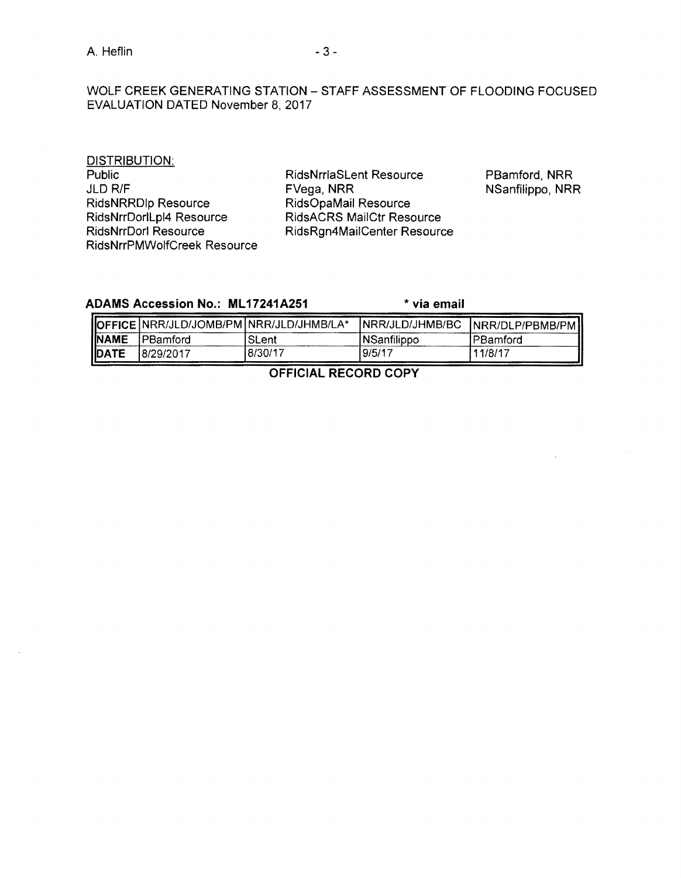WOLF CREEK GENERATING STATION – STAFF ASSESSMENT OF FLOODING FOCUSED EVALUATION DATED November 8, 2017

DISTRIBUTION:

Public
JLD R/F
RidsNRRDlp Resource
RidsNrrDorlLpl4 Resource
RidsNrrDorl Resource
RidsNrrPMWolfCreek Resource
RidsNrrlaSLent Resource
FVega, NRR
RidsOpaMail Resource
RidsACRS MailCtr Resource
RidsRgn4MailCenter Resource
PBamford, NRR
NSanfilippo, NRR

**ADAMS Accession No.: ML17241A251** **\* via email**

| OFFICE | NRR/JLD/JOMB/PM | NRR/JLD/JHMB/LA* | NRR/JLD/JHMB/BC | NRR/DLP/PBMB/PM |
|---|---|---|---|---|
| NAME | PBamford | SLent | NSanfilippo | PBamford |
| DATE | 8/29/2017 | 8/30/17 | 9/5/17 | 11/8/17 |

**OFFICIAL RECORD COPY**